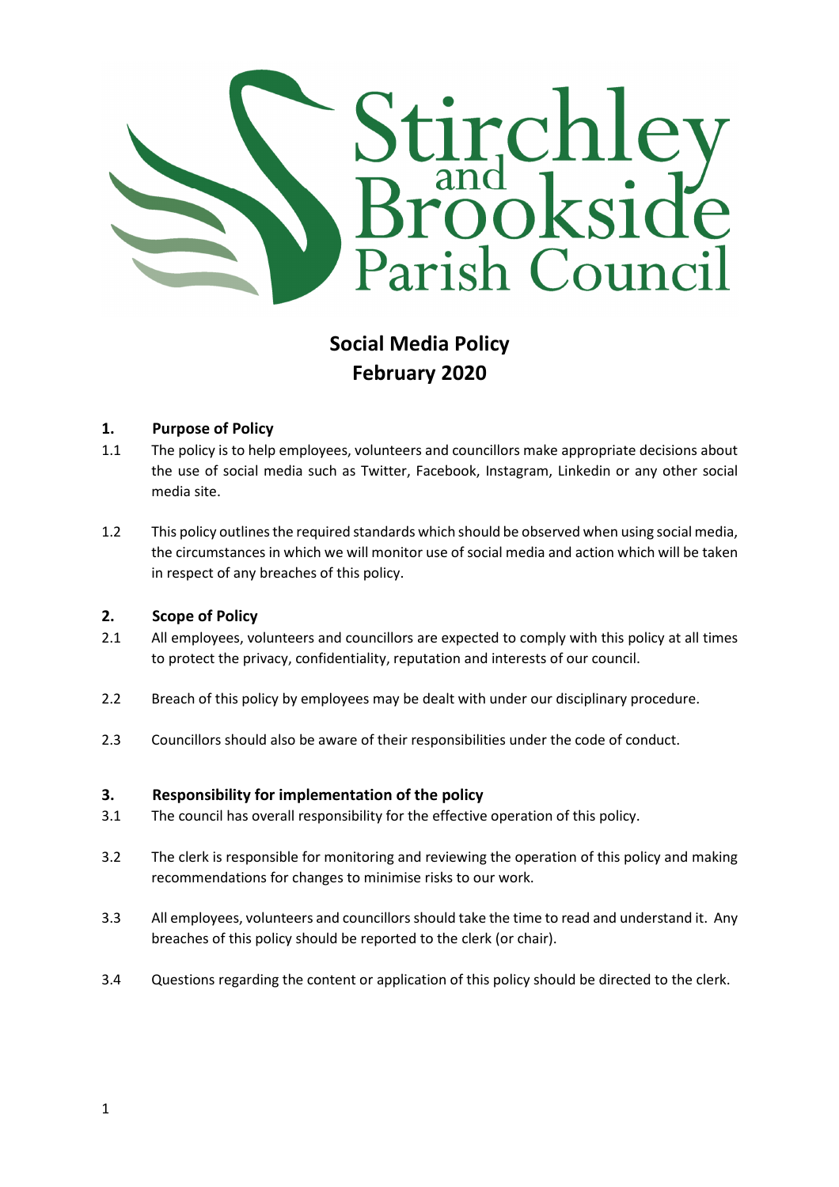Stirchley and Brookside Parish Council

# Social Media Policy
# February 2020

## 1. Purpose of Policy

1.1 The policy is to help employees, volunteers and councillors make appropriate decisions about the use of social media such as Twitter, Facebook, Instagram, Linkedin or any other social media site.

1.2 This policy outlines the required standards which should be observed when using social media, the circumstances in which we will monitor use of social media and action which will be taken in respect of any breaches of this policy.

## 2. Scope of Policy

2.1 All employees, volunteers and councillors are expected to comply with this policy at all times to protect the privacy, confidentiality, reputation and interests of our council.

2.2 Breach of this policy by employees may be dealt with under our disciplinary procedure.

2.3 Councillors should also be aware of their responsibilities under the code of conduct.

## 3. Responsibility for implementation of the policy

3.1 The council has overall responsibility for the effective operation of this policy.

3.2 The clerk is responsible for monitoring and reviewing the operation of this policy and making recommendations for changes to minimise risks to our work.

3.3 All employees, volunteers and councillors should take the time to read and understand it. Any breaches of this policy should be reported to the clerk (or chair).

3.4 Questions regarding the content or application of this policy should be directed to the clerk.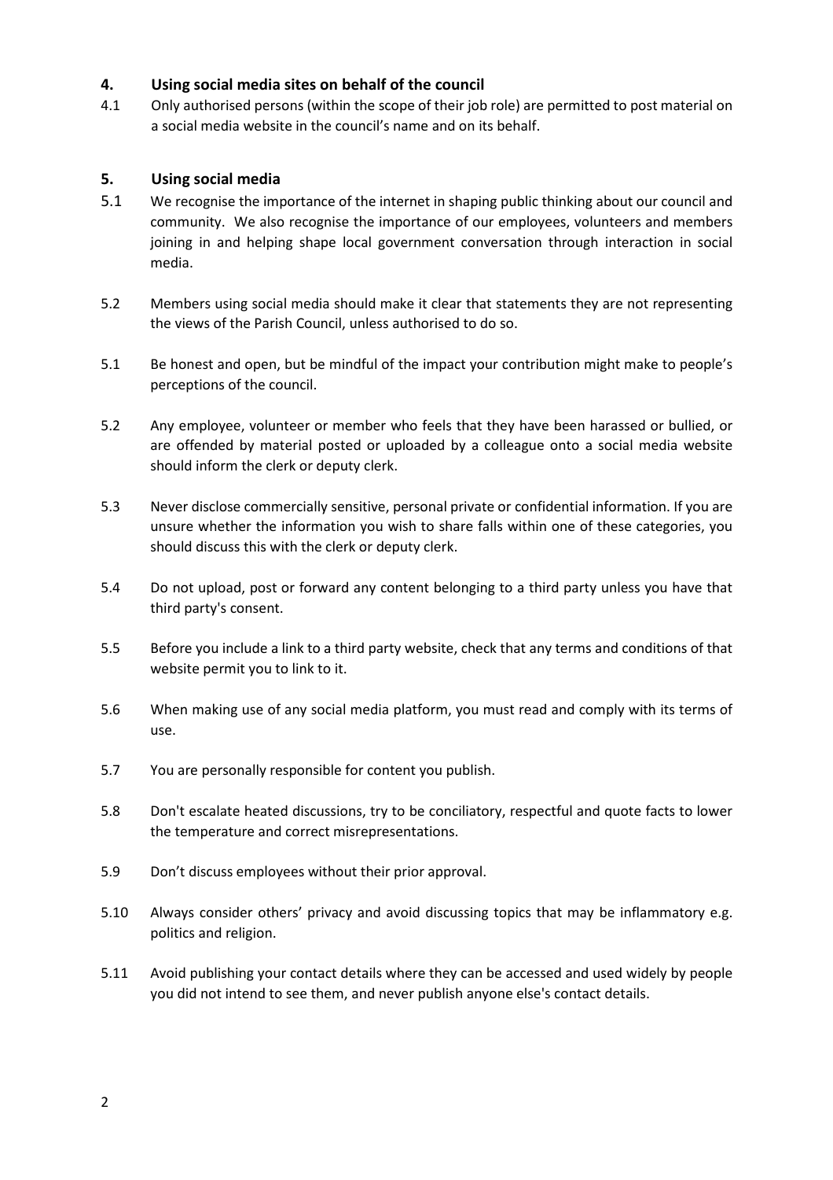## 4. Using social media sites on behalf of the council

4.1 Only authorised persons (within the scope of their job role) are permitted to post material on a social media website in the council's name and on its behalf.

## 5. Using social media

5.1 We recognise the importance of the internet in shaping public thinking about our council and community. We also recognise the importance of our employees, volunteers and members joining in and helping shape local government conversation through interaction in social media.

5.2 Members using social media should make it clear that statements they are not representing the views of the Parish Council, unless authorised to do so.

5.1 Be honest and open, but be mindful of the impact your contribution might make to people's perceptions of the council.

5.2 Any employee, volunteer or member who feels that they have been harassed or bullied, or are offended by material posted or uploaded by a colleague onto a social media website should inform the clerk or deputy clerk.

5.3 Never disclose commercially sensitive, personal private or confidential information. If you are unsure whether the information you wish to share falls within one of these categories, you should discuss this with the clerk or deputy clerk.

5.4 Do not upload, post or forward any content belonging to a third party unless you have that third party's consent.

5.5 Before you include a link to a third party website, check that any terms and conditions of that website permit you to link to it.

5.6 When making use of any social media platform, you must read and comply with its terms of use.

5.7 You are personally responsible for content you publish.

5.8 Don't escalate heated discussions, try to be conciliatory, respectful and quote facts to lower the temperature and correct misrepresentations.

5.9 Don't discuss employees without their prior approval.

5.10 Always consider others' privacy and avoid discussing topics that may be inflammatory e.g. politics and religion.

5.11 Avoid publishing your contact details where they can be accessed and used widely by people you did not intend to see them, and never publish anyone else's contact details.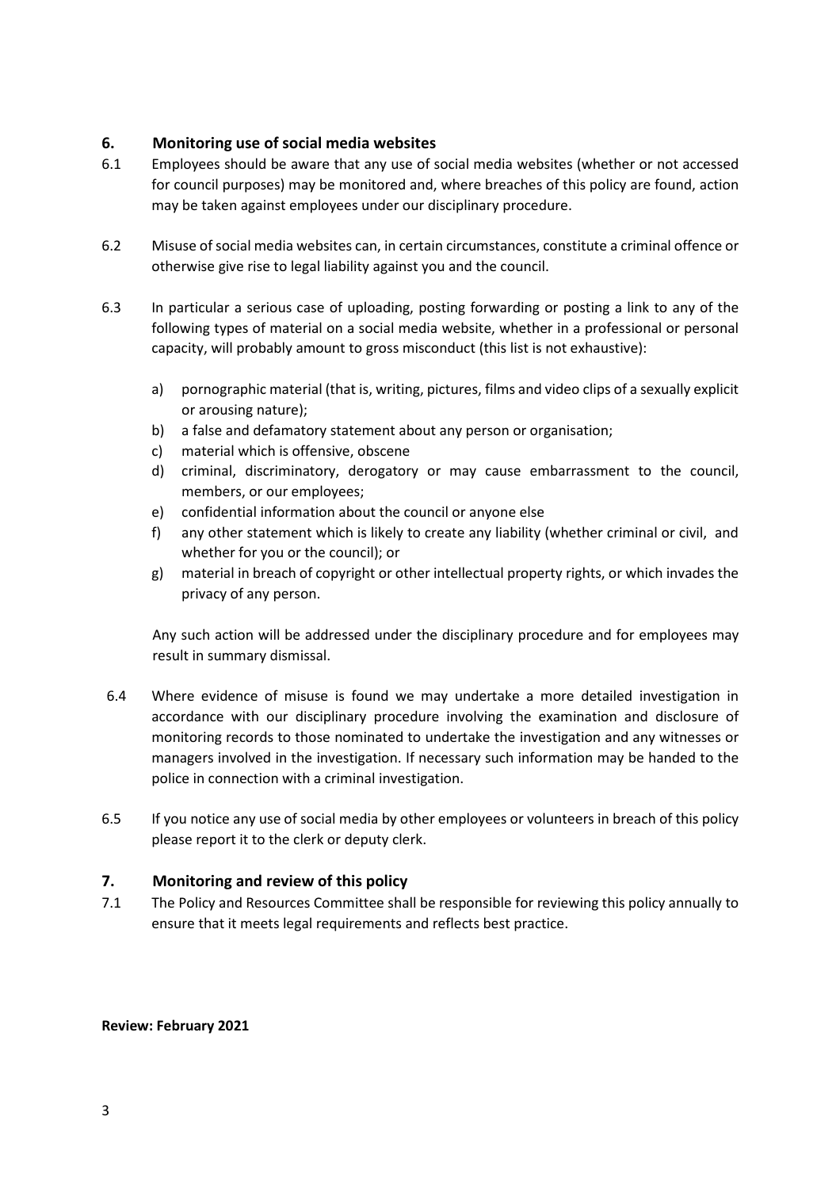## 6. Monitoring use of social media websites

6.1 Employees should be aware that any use of social media websites (whether or not accessed for council purposes) may be monitored and, where breaches of this policy are found, action may be taken against employees under our disciplinary procedure.

6.2 Misuse of social media websites can, in certain circumstances, constitute a criminal offence or otherwise give rise to legal liability against you and the council.

6.3 In particular a serious case of uploading, posting forwarding or posting a link to any of the following types of material on a social media website, whether in a professional or personal capacity, will probably amount to gross misconduct (this list is not exhaustive):

a) pornographic material (that is, writing, pictures, films and video clips of a sexually explicit or arousing nature);
b) a false and defamatory statement about any person or organisation;
c) material which is offensive, obscene
d) criminal, discriminatory, derogatory or may cause embarrassment to the council, members, or our employees;
e) confidential information about the council or anyone else
f) any other statement which is likely to create any liability (whether criminal or civil, and whether for you or the council); or
g) material in breach of copyright or other intellectual property rights, or which invades the privacy of any person.

Any such action will be addressed under the disciplinary procedure and for employees may result in summary dismissal.

6.4 Where evidence of misuse is found we may undertake a more detailed investigation in accordance with our disciplinary procedure involving the examination and disclosure of monitoring records to those nominated to undertake the investigation and any witnesses or managers involved in the investigation. If necessary such information may be handed to the police in connection with a criminal investigation.

6.5 If you notice any use of social media by other employees or volunteers in breach of this policy please report it to the clerk or deputy clerk.

## 7. Monitoring and review of this policy

7.1 The Policy and Resources Committee shall be responsible for reviewing this policy annually to ensure that it meets legal requirements and reflects best practice.

**Review: February 2021**